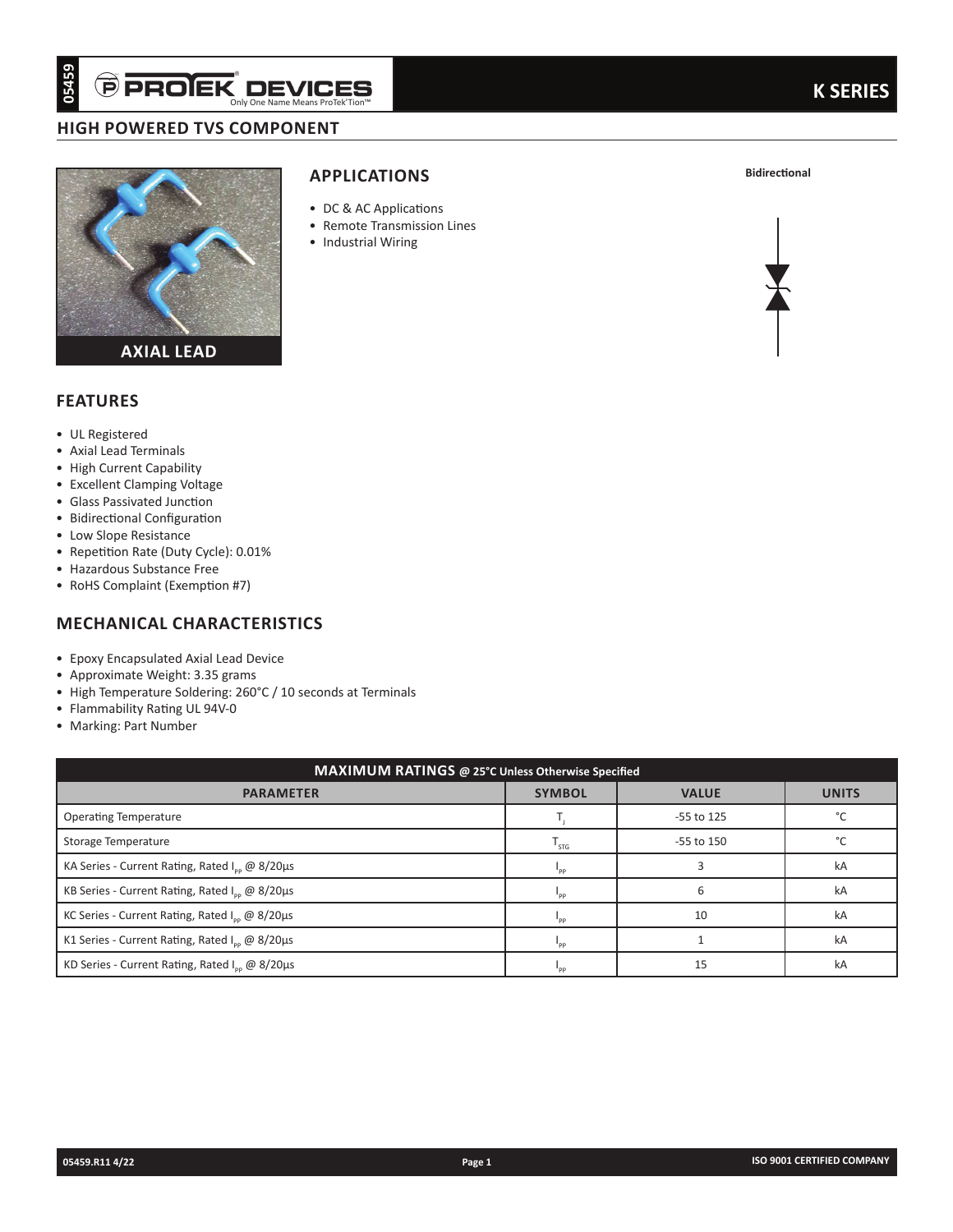# K SERIES

## HIGH POWERED TVS COMPONENT

AXIAL LEAD

## APPLICATIONS

- DC & AC Applications
- Remote Transmission Lines
- Industrial Wiring

Bidirectional

## FEATURES

- UL Registered
- Axial Lead Terminals
- High Current Capability
- Excellent Clamping Voltage
- Glass Passivated Junction
- Bidirectional Configuration
- Low Slope Resistance
- Repetition Rate (Duty Cycle): 0.01%
- Hazardous Substance Free
- RoHS Complaint (Exemption #7)

## MECHANICAL CHARACTERISTICS

- Epoxy Encapsulated Axial Lead Device
- Approximate Weight: 3.35 grams
- High Temperature Soldering: 260°C / 10 seconds at Terminals
- Flammability Rating UL 94V-0
- Marking: Part Number

**MAXIMUM RATINGS @ 25°C Unless Otherwise Specified**

| PARAMETER | SYMBOL | VALUE | UNITS |
|---|---|---|---|
| Operating Temperature | $T_J$ | -55 to 125 | °C |
| Storage Temperature | $T_{STG}$ | -55 to 150 | °C |
| KA Series - Current Rating, Rated $I_{PP}$ @ 8/20µs | $I_{PP}$ | 3 | kA |
| KB Series - Current Rating, Rated $I_{PP}$ @ 8/20µs | $I_{PP}$ | 6 | kA |
| KC Series - Current Rating, Rated $I_{PP}$ @ 8/20µs | $I_{PP}$ | 10 | kA |
| K1 Series - Current Rating, Rated $I_{PP}$ @ 8/20µs | $I_{PP}$ | 1 | kA |
| KD Series - Current Rating, Rated $I_{PP}$ @ 8/20µs | $I_{PP}$ | 15 | kA |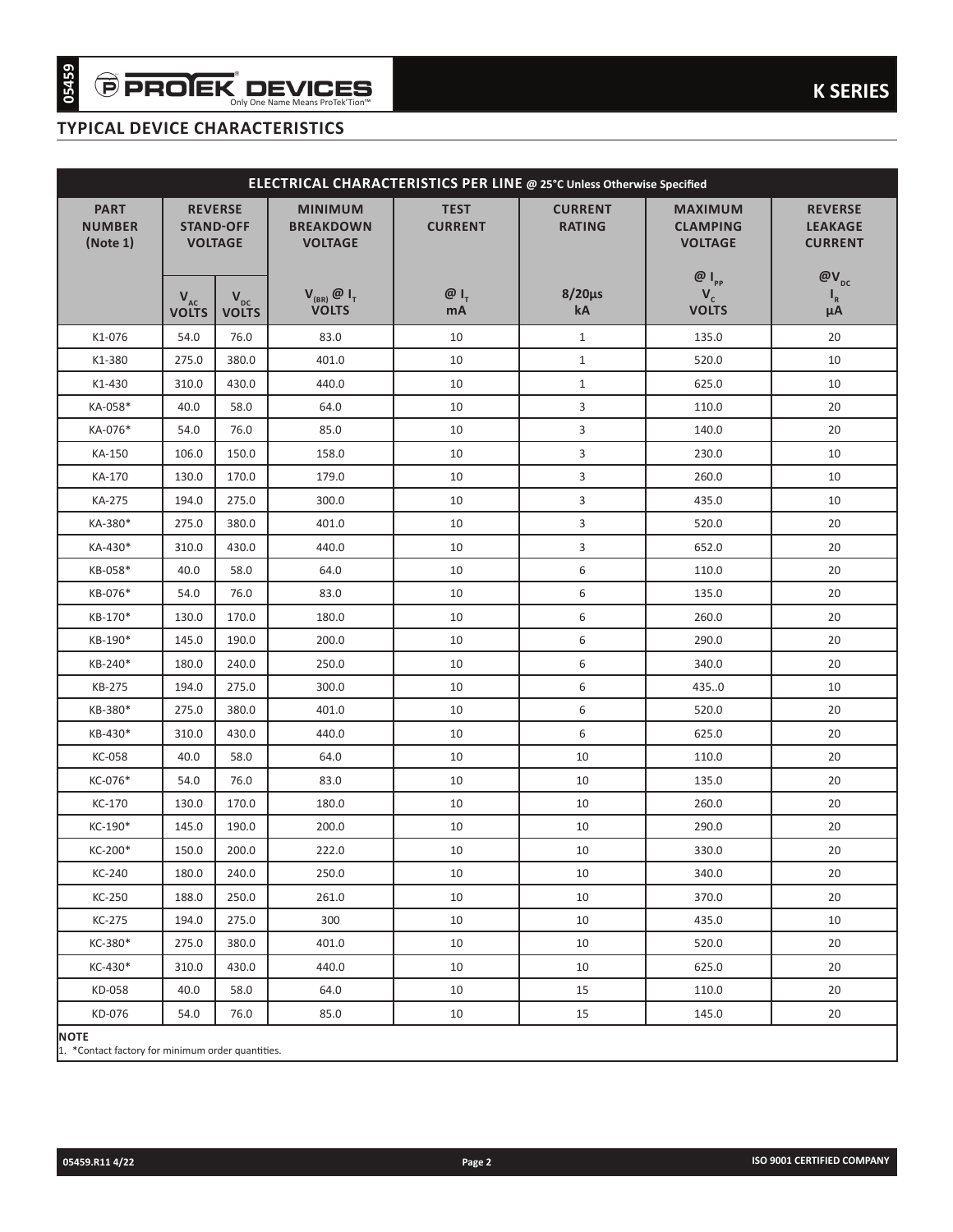## TYPICAL DEVICE CHARACTERISTICS

| ELECTRICAL CHARACTERISTICS PER LINE @ 25°C Unless Otherwise Specified | | | | | | | |
|---|---|---|---|---|---|---|---|
| PART NUMBER (Note 1) | REVERSE STAND-OFF VOLTAGE | | MINIMUM BREAKDOWN VOLTAGE | TEST CURRENT | CURRENT RATING | MAXIMUM CLAMPING VOLTAGE | REVERSE LEAKAGE CURRENT |
| | $V_{AC}$ VOLTS | $V_{DC}$ VOLTS | $V_{(BR)}$ @ $I_T$ VOLTS | @ $I_T$ mA | 8/20µs kA | @ $I_{PP}$ $V_C$ VOLTS | @$V_{DC}$ $I_R$ µA |
| K1-076 | 54.0 | 76.0 | 83.0 | 10 | 1 | 135.0 | 20 |
| K1-380 | 275.0 | 380.0 | 401.0 | 10 | 1 | 520.0 | 10 |
| K1-430 | 310.0 | 430.0 | 440.0 | 10 | 1 | 625.0 | 10 |
| KA-058* | 40.0 | 58.0 | 64.0 | 10 | 3 | 110.0 | 20 |
| KA-076* | 54.0 | 76.0 | 85.0 | 10 | 3 | 140.0 | 20 |
| KA-150 | 106.0 | 150.0 | 158.0 | 10 | 3 | 230.0 | 10 |
| KA-170 | 130.0 | 170.0 | 179.0 | 10 | 3 | 260.0 | 10 |
| KA-275 | 194.0 | 275.0 | 300.0 | 10 | 3 | 435.0 | 10 |
| KA-380* | 275.0 | 380.0 | 401.0 | 10 | 3 | 520.0 | 20 |
| KA-430* | 310.0 | 430.0 | 440.0 | 10 | 3 | 652.0 | 20 |
| KB-058* | 40.0 | 58.0 | 64.0 | 10 | 6 | 110.0 | 20 |
| KB-076* | 54.0 | 76.0 | 83.0 | 10 | 6 | 135.0 | 20 |
| KB-170* | 130.0 | 170.0 | 180.0 | 10 | 6 | 260.0 | 20 |
| KB-190* | 145.0 | 190.0 | 200.0 | 10 | 6 | 290.0 | 20 |
| KB-240* | 180.0 | 240.0 | 250.0 | 10 | 6 | 340.0 | 20 |
| KB-275 | 194.0 | 275.0 | 300.0 | 10 | 6 | 435..0 | 10 |
| KB-380* | 275.0 | 380.0 | 401.0 | 10 | 6 | 520.0 | 20 |
| KB-430* | 310.0 | 430.0 | 440.0 | 10 | 6 | 625.0 | 20 |
| KC-058 | 40.0 | 58.0 | 64.0 | 10 | 10 | 110.0 | 20 |
| KC-076* | 54.0 | 76.0 | 83.0 | 10 | 10 | 135.0 | 20 |
| KC-170 | 130.0 | 170.0 | 180.0 | 10 | 10 | 260.0 | 20 |
| KC-190* | 145.0 | 190.0 | 200.0 | 10 | 10 | 290.0 | 20 |
| KC-200* | 150.0 | 200.0 | 222.0 | 10 | 10 | 330.0 | 20 |
| KC-240 | 180.0 | 240.0 | 250.0 | 10 | 10 | 340.0 | 20 |
| KC-250 | 188.0 | 250.0 | 261.0 | 10 | 10 | 370.0 | 20 |
| KC-275 | 194.0 | 275.0 | 300 | 10 | 10 | 435.0 | 10 |
| KC-380* | 275.0 | 380.0 | 401.0 | 10 | 10 | 520.0 | 20 |
| KC-430* | 310.0 | 430.0 | 440.0 | 10 | 10 | 625.0 | 20 |
| KD-058 | 40.0 | 58.0 | 64.0 | 10 | 15 | 110.0 | 20 |
| KD-076 | 54.0 | 76.0 | 85.0 | 10 | 15 | 145.0 | 20 |

**NOTE**

1. *Contact factory for minimum order quantities.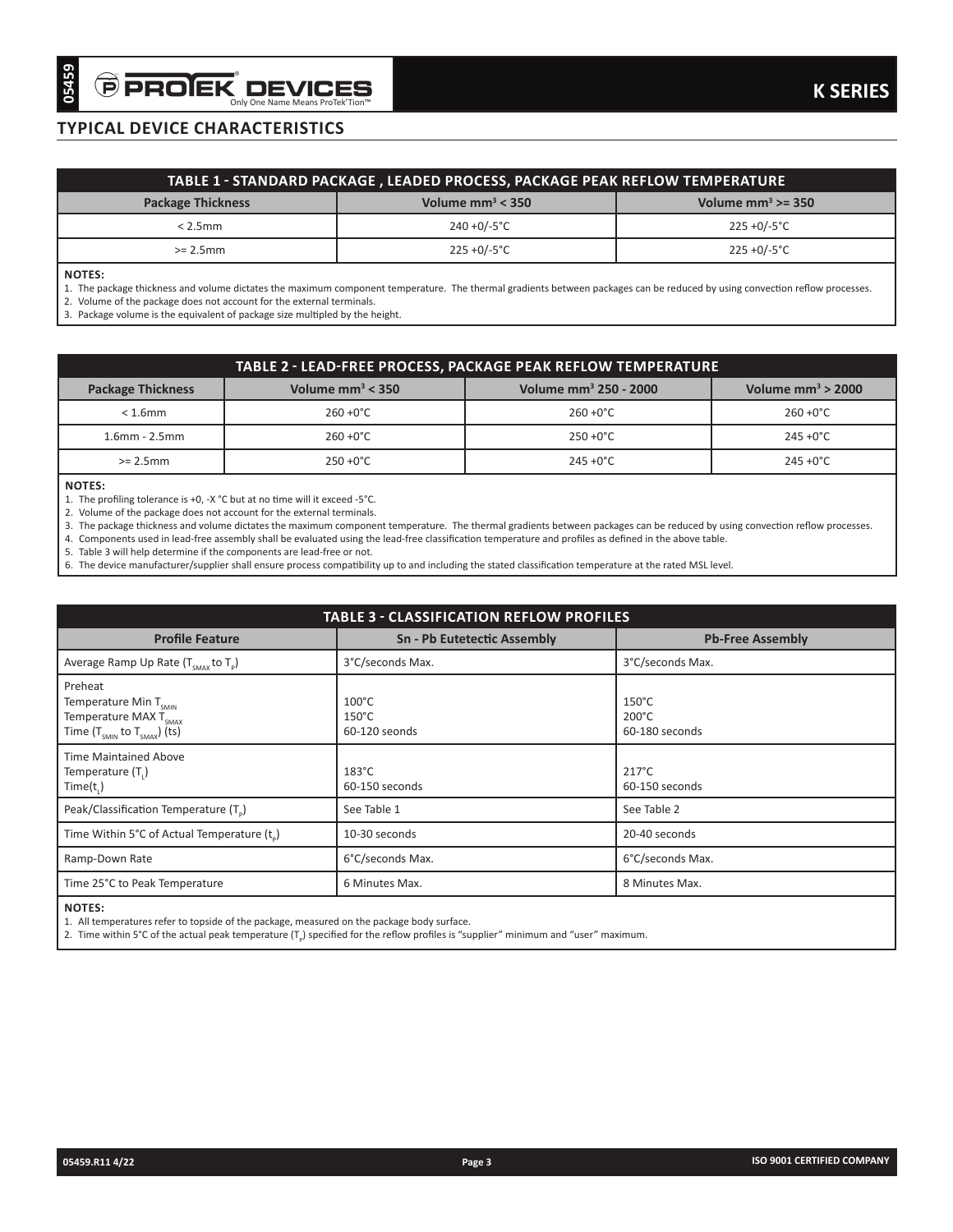## TYPICAL DEVICE CHARACTERISTICS

| TABLE 1 - STANDARD PACKAGE , LEADED PROCESS, PACKAGE PEAK REFLOW TEMPERATURE | | |
|---|---|---|
| **Package Thickness** | **Volume mm³ < 350** | **Volume mm³ >= 350** |
| < 2.5mm | 240 +0/-5°C | 225 +0/-5°C |
| >= 2.5mm | 225 +0/-5°C | 225 +0/-5°C |

**NOTES:**
1. The package thickness and volume dictates the maximum component temperature. The thermal gradients between packages can be reduced by using convection reflow processes.
2. Volume of the package does not account for the external terminals.
3. Package volume is the equivalent of package size multipled by the height.

| TABLE 2 - LEAD-FREE PROCESS, PACKAGE PEAK REFLOW TEMPERATURE | | | |
|---|---|---|---|
| **Package Thickness** | **Volume mm³ < 350** | **Volume mm³ 250 - 2000** | **Volume mm³ > 2000** |
| < 1.6mm | 260 +0°C | 260 +0°C | 260 +0°C |
| 1.6mm - 2.5mm | 260 +0°C | 250 +0°C | 245 +0°C |
| >= 2.5mm | 250 +0°C | 245 +0°C | 245 +0°C |

**NOTES:**
1. The profiling tolerance is +0, -X °C but at no time will it exceed -5°C.
2. Volume of the package does not account for the external terminals.
3. The package thickness and volume dictates the maximum component temperature. The thermal gradients between packages can be reduced by using convection reflow processes.
4. Components used in lead-free assembly shall be evaluated using the lead-free classification temperature and profiles as defined in the above table.
5. Table 3 will help determine if the components are lead-free or not.
6. The device manufacturer/supplier shall ensure process compatibility up to and including the stated classification temperature at the rated MSL level.

| TABLE 3 - CLASSIFICATION REFLOW PROFILES | | |
|---|---|---|
| **Profile Feature** | **Sn - Pb Eutectic Assembly** | **Pb-Free Assembly** |
| Average Ramp Up Rate ($T_{SMAX}$ to $T_P$) | 3°C/seconds Max. | 3°C/seconds Max. |
| Preheat<br>Temperature Min $T_{SMIN}$<br>Temperature MAX $T_{SMAX}$<br>Time ($T_{SMIN}$ to $T_{SMAX}$) (ts) | <br>100°C<br>150°C<br>60-120 seonds | <br>150°C<br>200°C<br>60-180 seconds |
| Time Maintained Above<br>Temperature ($T_L$)<br>Time($t_L$) | <br>183°C<br>60-150 seconds | <br>217°C<br>60-150 seconds |
| Peak/Classification Temperature ($T_P$) | See Table 1 | See Table 2 |
| Time Within 5°C of Actual Temperature ($t_p$) | 10-30 seconds | 20-40 seconds |
| Ramp-Down Rate | 6°C/seconds Max. | 6°C/seconds Max. |
| Time 25°C to Peak Temperature | 6 Minutes Max. | 8 Minutes Max. |

**NOTES:**
1. All temperatures refer to topside of the package, measured on the package body surface.
2. Time within 5°C of the actual peak temperature ($T_p$) specified for the reflow profiles is "supplier" minimum and "user" maximum.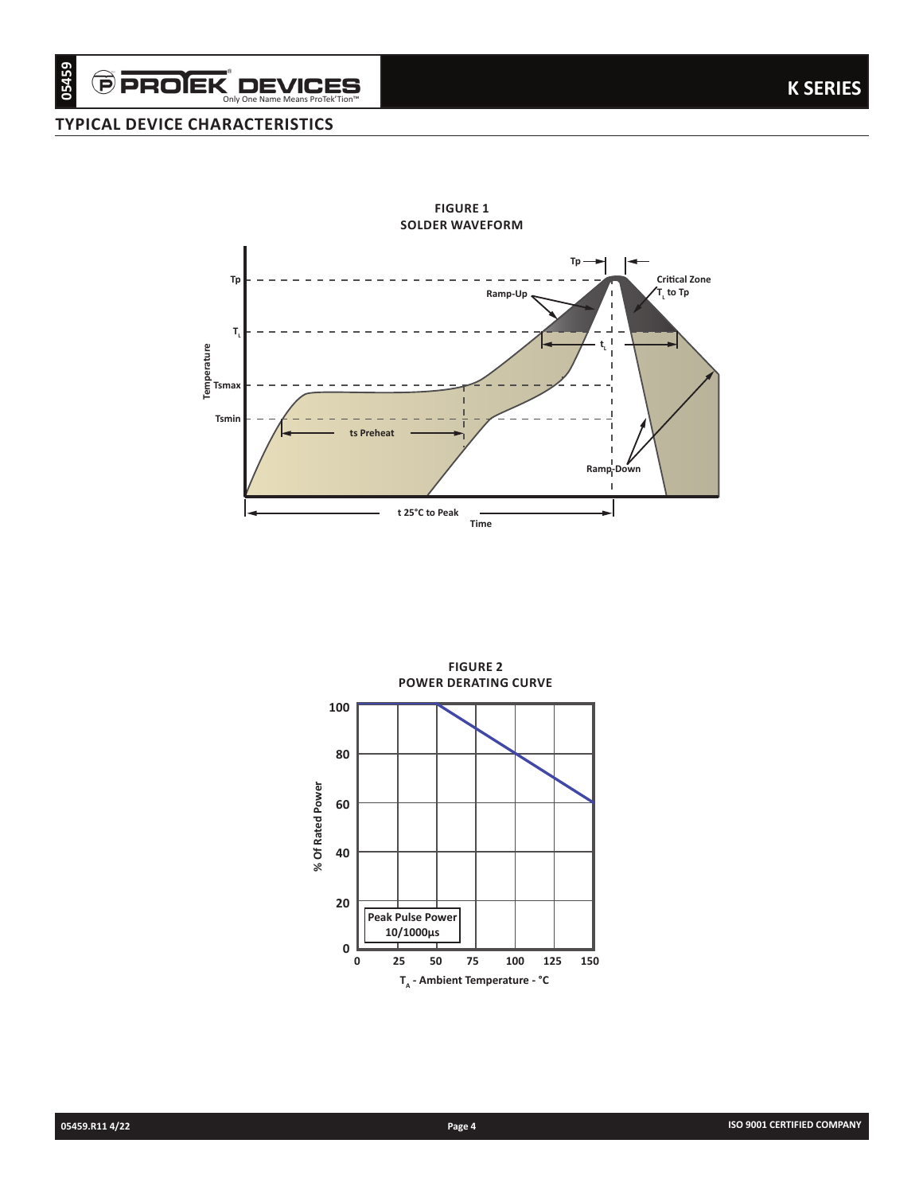## TYPICAL DEVICE CHARACTERISTICS

**FIGURE 1**
**SOLDER WAVEFORM**

**FIGURE 2**
**POWER DERATING CURVE**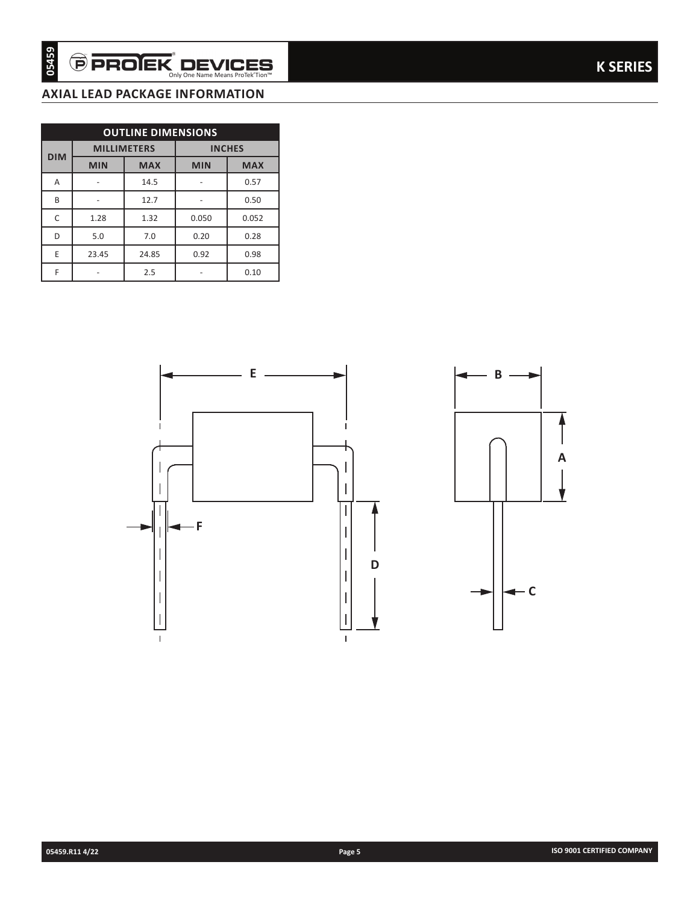## AXIAL LEAD PACKAGE INFORMATION

| OUTLINE DIMENSIONS | | | | |
|---|---|---|---|---|
| DIM | MILLIMETERS | | INCHES | |
| | MIN | MAX | MIN | MAX |
| A | - | 14.5 | - | 0.57 |
| B | - | 12.7 | - | 0.50 |
| C | 1.28 | 1.32 | 0.050 | 0.052 |
| D | 5.0 | 7.0 | 0.20 | 0.28 |
| E | 23.45 | 24.85 | 0.92 | 0.98 |
| F | - | 2.5 | - | 0.10 |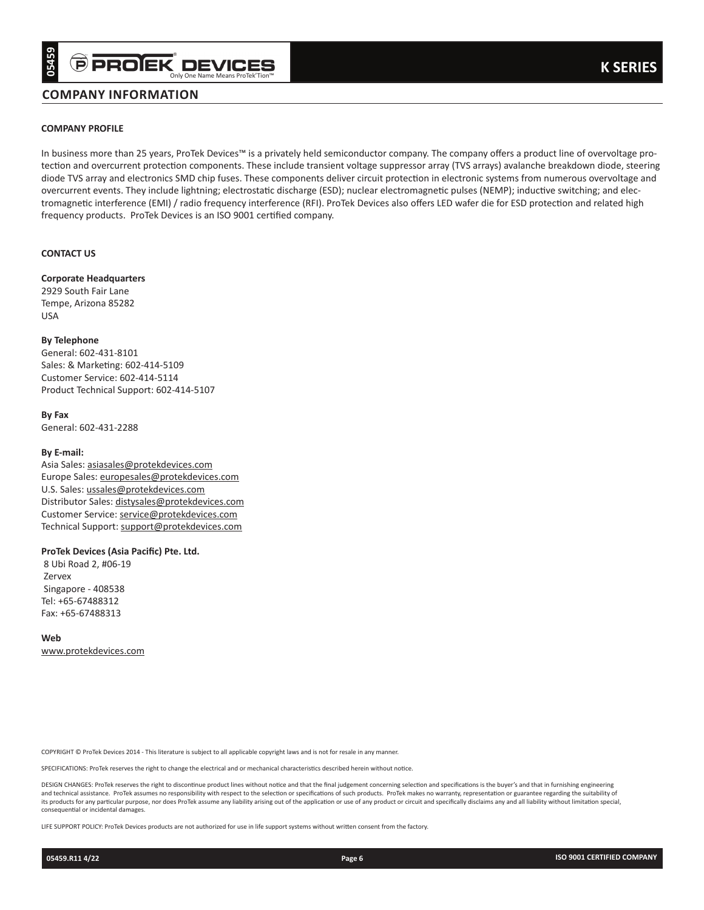## COMPANY INFORMATION

**COMPANY PROFILE**

In business more than 25 years, ProTek Devices™ is a privately held semiconductor company. The company offers a product line of overvoltage protection and overcurrent protection components. These include transient voltage suppressor array (TVS arrays) avalanche breakdown diode, steering diode TVS array and electronics SMD chip fuses. These components deliver circuit protection in electronic systems from numerous overvoltage and overcurrent events. They include lightning; electrostatic discharge (ESD); nuclear electromagnetic pulses (NEMP); inductive switching; and electromagnetic interference (EMI) / radio frequency interference (RFI). ProTek Devices also offers LED wafer die for ESD protection and related high frequency products. ProTek Devices is an ISO 9001 certified company.

**CONTACT US**

**Corporate Headquarters**
2929 South Fair Lane
Tempe, Arizona 85282
USA

**By Telephone**
General: 602-431-8101
Sales: & Marketing: 602-414-5109
Customer Service: 602-414-5114
Product Technical Support: 602-414-5107

**By Fax**
General: 602-431-2288

**By E-mail:**
Asia Sales: asiasales@protekdevices.com
Europe Sales: europesales@protekdevices.com
U.S. Sales: ussales@protekdevices.com
Distributor Sales: distysales@protekdevices.com
Customer Service: service@protekdevices.com
Technical Support: support@protekdevices.com

**ProTek Devices (Asia Pacific) Pte. Ltd.**
8 Ubi Road 2, #06-19
Zervex
Singapore - 408538
Tel: +65-67488312
Fax: +65-67488313

**Web**
www.protekdevices.com

COPYRIGHT © ProTek Devices 2014 - This literature is subject to all applicable copyright laws and is not for resale in any manner.

SPECIFICATIONS: ProTek reserves the right to change the electrical and or mechanical characteristics described herein without notice.

DESIGN CHANGES: ProTek reserves the right to discontinue product lines without notice and that the final judgement concerning selection and specifications is the buyer's and that in furnishing engineering and technical assistance. ProTek assumes no responsibility with respect to the selection or specifications of such products. ProTek makes no warranty, representation or guarantee regarding the suitability of its products for any particular purpose, nor does ProTek assume any liability arising out of the application or use of any product or circuit and specifically disclaims any and all liability without limitation special, consequential or incidental damages.

LIFE SUPPORT POLICY: ProTek Devices products are not authorized for use in life support systems without written consent from the factory.